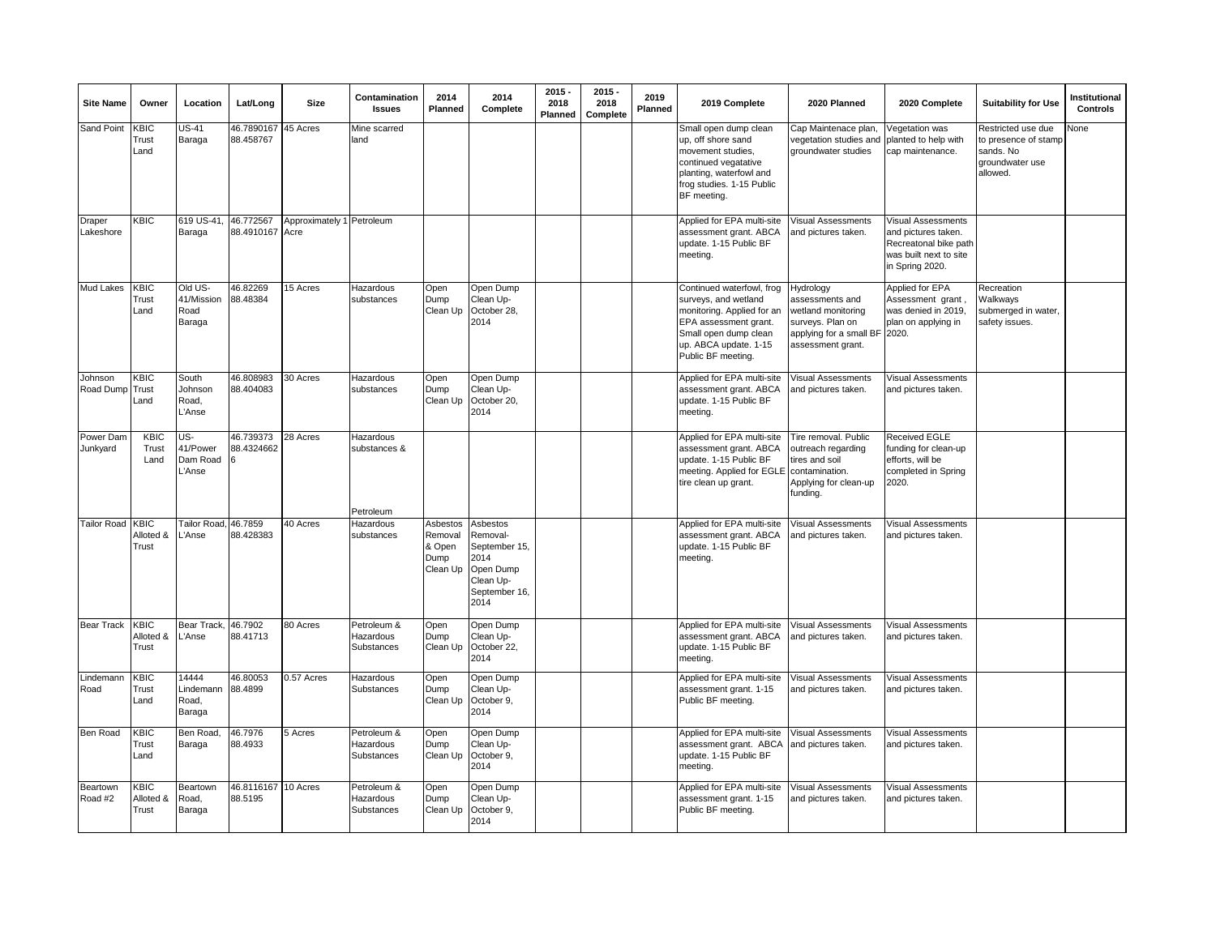| Site Name | Owner | Location | Lat/Long | Size | Contamination Issues | 2014 Planned | 2014 Complete | 2015 - 2018 Planned | 2015 - 2018 Complete | 2019 Planned | 2019 Complete | 2020 Planned | 2020 Complete | Suitability for Use | Institutional Controls |
|---|---|---|---|---|---|---|---|---|---|---|---|---|---|---|---|
| Sand Point | KBIC Trust Land | US-41 Baraga | 46.7890167 88.458767 | 45 Acres | Mine scarred land | | | | | | Small open dump clean up, off shore sand movement studies, continued vegatative planting, waterfowl and frog studies. 1-15 Public BF meeting. | Cap Maintenace plan, vegetation studies and groundwater studies | Vegetation was planted to help with cap maintenance. | Restricted use due to presence of stamp sands. No groundwater use allowed. | None |
| Draper Lakeshore | KBIC | 619 US-41, Baraga | 46.772567 88.4910167 | Approximately 1 Acre | Petroleum | | | | | | Applied for EPA multi-site assessment grant. ABCA update. 1-15 Public BF meeting. | Visual Assessments and pictures taken. | Visual Assessments and pictures taken. Recreatonal bike path was built next to site in Spring 2020. | | |
| Mud Lakes | KBIC Trust Land | Old US-41/Mission Road Baraga | 46.82269 88.48384 | 15 Acres | Hazardous substances | Open Dump Clean Up | Open Dump Clean Up-October 28, 2014 | | | | Continued waterfowl, frog surveys, and wetland monitoring. Applied for an EPA assessment grant. Small open dump clean up. ABCA update. 1-15 Public BF meeting. | Hydrology assessments and wetland monitoring surveys. Plan on applying for a small BF assessment grant. | Applied for EPA Assessment grant , was denied in 2019, plan on applying in 2020. | Recreation Walkways submerged in water, safety issues. | |
| Johnson Road Dump | KBIC Trust Land | South Johnson Road, L'Anse | 46.808983 88.404083 | 30 Acres | Hazardous substances | Open Dump Clean Up | Open Dump Clean Up-October 20, 2014 | | | | Applied for EPA multi-site assessment grant. ABCA update. 1-15 Public BF meeting. | Visual Assessments and pictures taken. | Visual Assessments and pictures taken. | | |
| Power Dam Junkyard | KBIC Trust Land | US-41/Power Dam Road L'Anse | 46.739373 88.43246626 | 28 Acres | Hazardous substances & Petroleum | | | | | | Applied for EPA multi-site assessment grant. ABCA update. 1-15 Public BF meeting. Applied for EGLE tire clean up grant. | Tire removal. Public outreach regarding tires and soil contamination. Applying for clean-up funding. | Received EGLE funding for clean-up efforts, will be completed in Spring 2020. | | |
| Tailor Road | KBIC Alloted & Trust | Tailor Road, L'Anse | 46.7859 88.428383 | 40 Acres | Hazardous substances | Asbestos Removal & Open Dump Clean Up | Asbestos Removal-September 15, 2014 Open Dump Clean Up-September 16, 2014 | | | | Applied for EPA multi-site assessment grant. ABCA update. 1-15 Public BF meeting. | Visual Assessments and pictures taken. | Visual Assessments and pictures taken. | | |
| Bear Track | KBIC Alloted & Trust | Bear Track, L'Anse | 46.7902 88.41713 | 80 Acres | Petroleum & Hazardous Substances | Open Dump Clean Up | Open Dump Clean Up-October 22, 2014 | | | | Applied for EPA multi-site assessment grant. ABCA update. 1-15 Public BF meeting. | Visual Assessments and pictures taken. | Visual Assessments and pictures taken. | | |
| Lindemann Road | KBIC Trust Land | 14444 Lindemann Road, Baraga | 46.80053 88.4899 | 0.57 Acres | Hazardous Substances | Open Dump Clean Up | Open Dump Clean Up-October 9, 2014 | | | | Applied for EPA multi-site assessment grant. 1-15 Public BF meeting. | Visual Assessments and pictures taken. | Visual Assessments and pictures taken. | | |
| Ben Road | KBIC Trust Land | Ben Road, Baraga | 46.7976 88.4933 | 5 Acres | Petroleum & Hazardous Substances | Open Dump Clean Up | Open Dump Clean Up-October 9, 2014 | | | | Applied for EPA multi-site assessment grant. ABCA update. 1-15 Public BF meeting. | Visual Assessments and pictures taken. | Visual Assessments and pictures taken. | | |
| Beartown Road #2 | KBIC Alloted & Trust | Beartown Road, Baraga | 46.8116167 88.5195 | 10 Acres | Petroleum & Hazardous Substances | Open Dump Clean Up | Open Dump Clean Up-October 9, 2014 | | | | Applied for EPA multi-site assessment grant. 1-15 Public BF meeting. | Visual Assessments and pictures taken. | Visual Assessments and pictures taken. | | |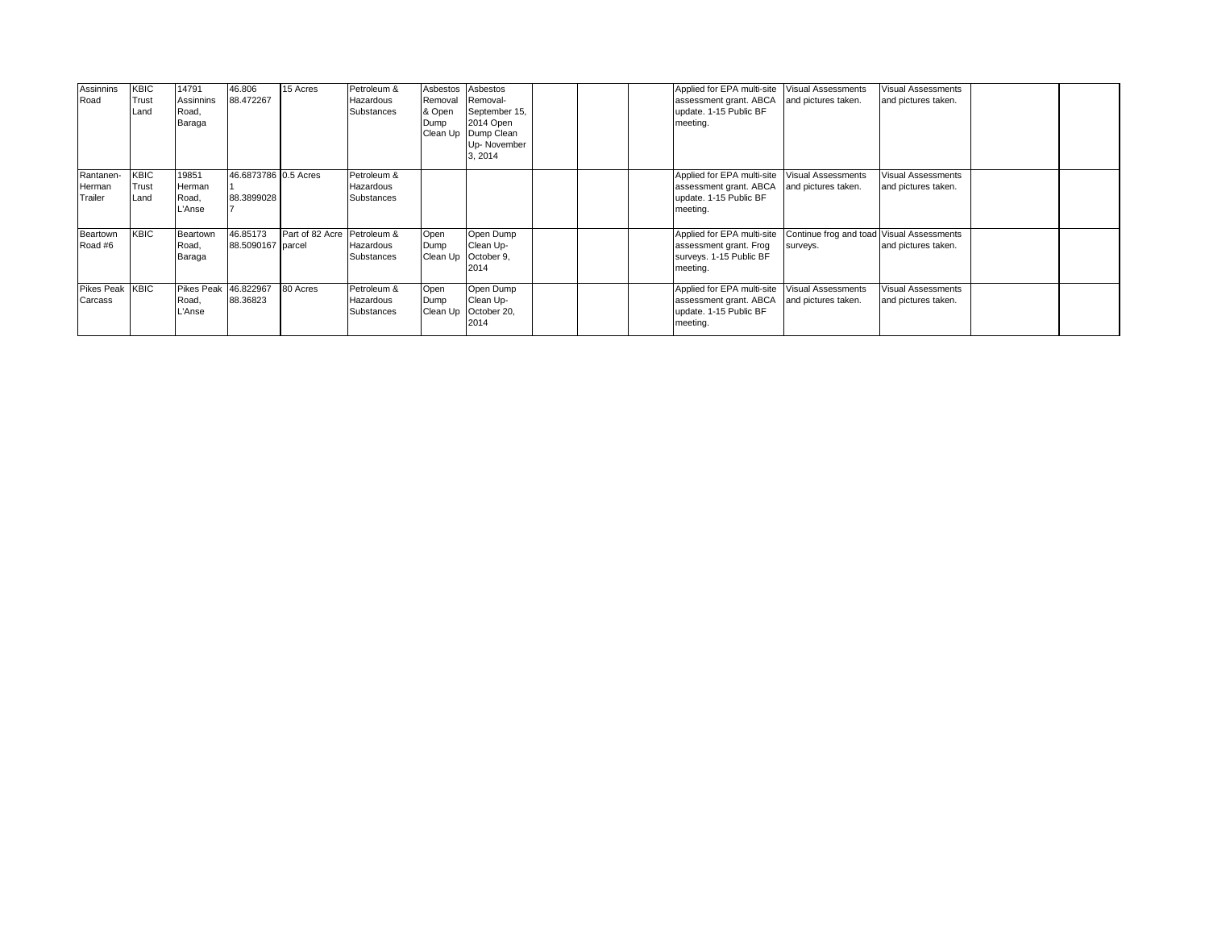| | | | | | | | | | | | | | | | |
|---|---|---|---|---|---|---|---|---|---|---|---|---|---|---|---|
| Assinnins Road | KBIC Trust Land | 14791 Assinnins Road, Baraga | 46.806 88.472267 | 15 Acres | Petroleum & Hazardous Substances | Asbestos Removal & Open Dump Clean Up | Asbestos Removal- September 15, 2014 Open Dump Clean Up- November 3, 2014 | | | | Applied for EPA multi-site assessment grant. ABCA update. 1-15 Public BF meeting. | Visual Assessments and pictures taken. | Visual Assessments and pictures taken. | | |
| Rantanen-Herman Trailer | KBIC Trust Land | 19851 Herman Road, L'Anse | 46.6873786 1 88.3899028 7 | 0.5 Acres | Petroleum & Hazardous Substances | | | | | | Applied for EPA multi-site assessment grant. ABCA update. 1-15 Public BF meeting. | Visual Assessments and pictures taken. | Visual Assessments and pictures taken. | | |
| Beartown Road #6 | KBIC | Beartown Road, Baraga | 46.85173 88.5090167 | Part of 82 Acre parcel | Petroleum & Hazardous Substances | Open Dump Clean Up | Open Dump Clean Up- October 9, 2014 | | | | Applied for EPA multi-site assessment grant. Frog surveys. 1-15 Public BF meeting. | Continue frog and toad surveys. | Visual Assessments and pictures taken. | | |
| Pikes Peak Carcass | KBIC | Pikes Peak Road, L'Anse | 46.822967 88.36823 | 80 Acres | Petroleum & Hazardous Substances | Open Dump Clean Up | Open Dump Clean Up- October 20, 2014 | | | | Applied for EPA multi-site assessment grant. ABCA update. 1-15 Public BF meeting. | Visual Assessments and pictures taken. | Visual Assessments and pictures taken. | | |